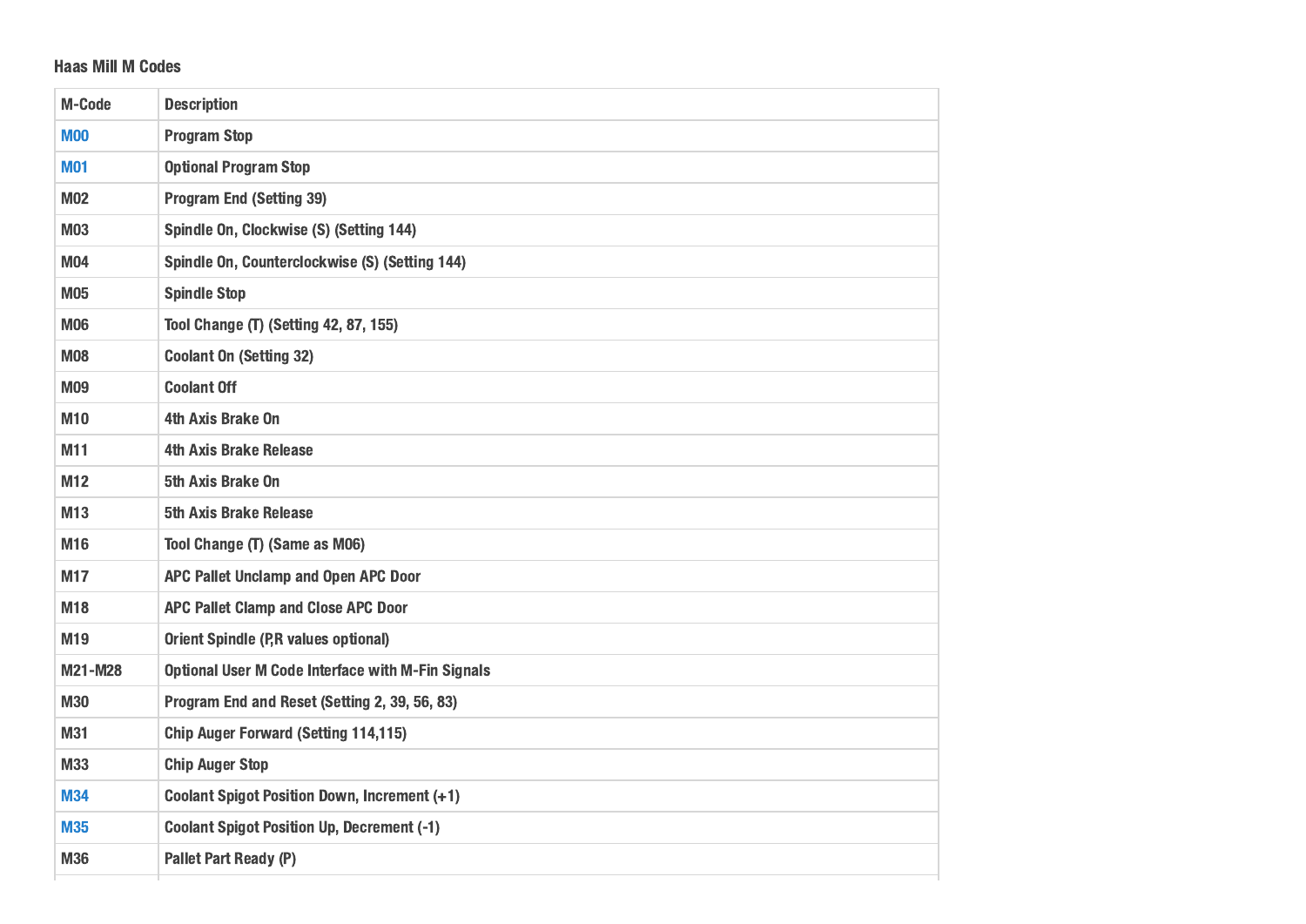### Haas Mill M Codes

| M-Code | Description |
| --- | --- |
| M00 | Program Stop |
| M01 | Optional Program Stop |
| M02 | Program End (Setting 39) |
| M03 | Spindle On, Clockwise (S) (Setting 144) |
| M04 | Spindle On, Counterclockwise (S) (Setting 144) |
| M05 | Spindle Stop |
| M06 | Tool Change (T) (Setting 42, 87, 155) |
| M08 | Coolant On (Setting 32) |
| M09 | Coolant Off |
| M10 | 4th Axis Brake On |
| M11 | 4th Axis Brake Release |
| M12 | 5th Axis Brake On |
| M13 | 5th Axis Brake Release |
| M16 | Tool Change (T) (Same as M06) |
| M17 | APC Pallet Unclamp and Open APC Door |
| M18 | APC Pallet Clamp and Close APC Door |
| M19 | Orient Spindle (P,R values optional) |
| M21-M28 | Optional User M Code Interface with M-Fin Signals |
| M30 | Program End and Reset (Setting 2, 39, 56, 83) |
| M31 | Chip Auger Forward (Setting 114,115) |
| M33 | Chip Auger Stop |
| M34 | Coolant Spigot Position Down, Increment (+1) |
| M35 | Coolant Spigot Position Up, Decrement (-1) |
| M36 | Pallet Part Ready (P) |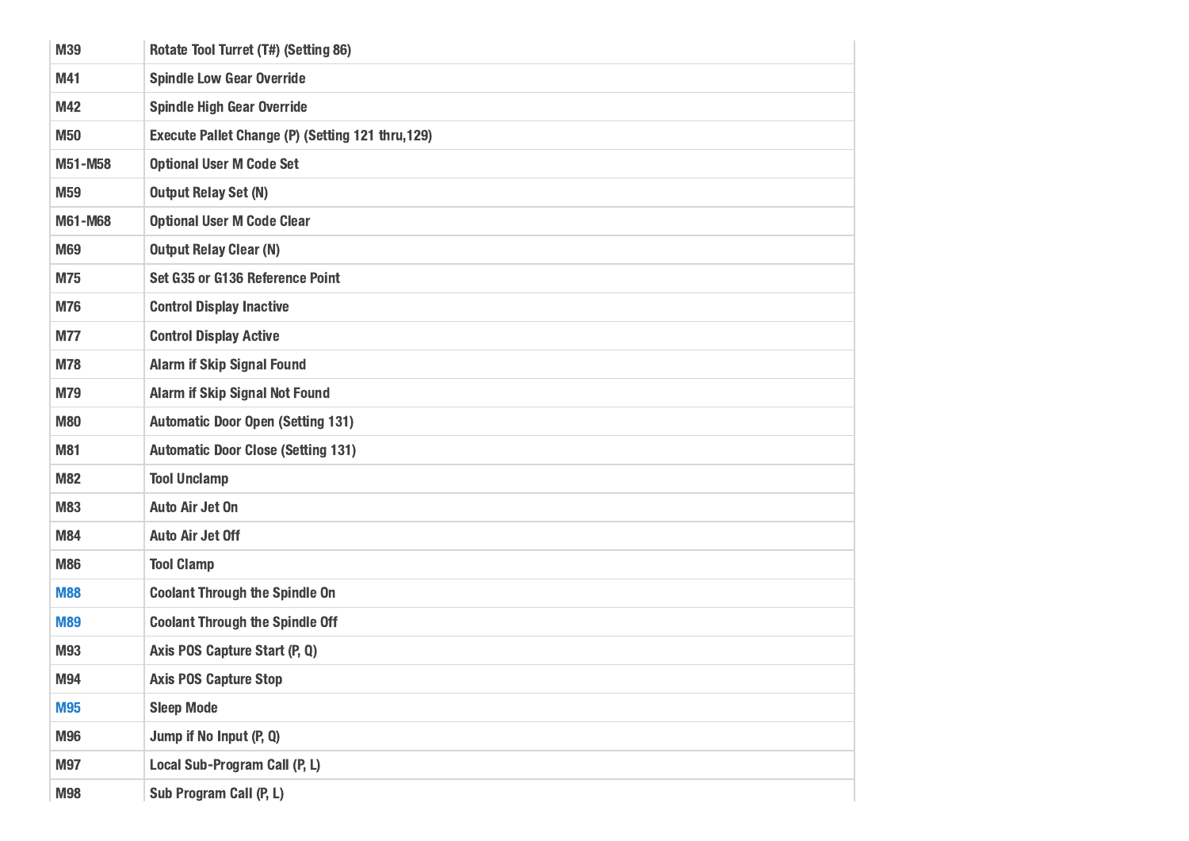| M39 | Rotate Tool Turret (T#) (Setting 86) |
|---|---|
| M41 | Spindle Low Gear Override |
| M42 | Spindle High Gear Override |
| M50 | Execute Pallet Change (P) (Setting 121 thru,129) |
| M51-M58 | Optional User M Code Set |
| M59 | Output Relay Set (N) |
| M61-M68 | Optional User M Code Clear |
| M69 | Output Relay Clear (N) |
| M75 | Set G35 or G136 Reference Point |
| M76 | Control Display Inactive |
| M77 | Control Display Active |
| M78 | Alarm if Skip Signal Found |
| M79 | Alarm if Skip Signal Not Found |
| M80 | Automatic Door Open (Setting 131) |
| M81 | Automatic Door Close (Setting 131) |
| M82 | Tool Unclamp |
| M83 | Auto Air Jet On |
| M84 | Auto Air Jet Off |
| M86 | Tool Clamp |
| M88 | Coolant Through the Spindle On |
| M89 | Coolant Through the Spindle Off |
| M93 | Axis POS Capture Start (P, Q) |
| M94 | Axis POS Capture Stop |
| M95 | Sleep Mode |
| M96 | Jump if No Input (P, Q) |
| M97 | Local Sub-Program Call (P, L) |
| M98 | Sub Program Call (P, L) |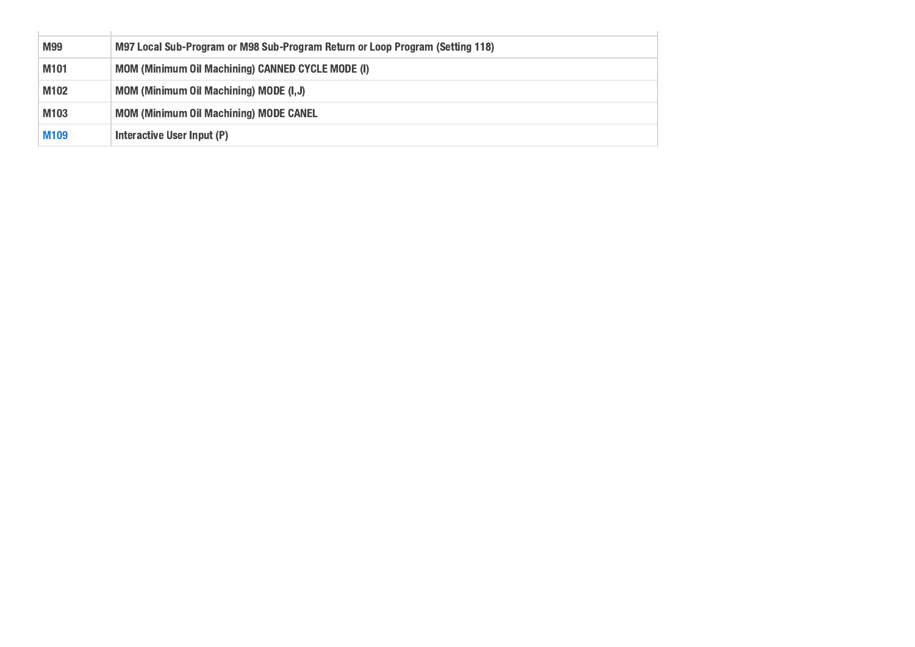| | |
|---|---|
| M99 | M97 Local Sub-Program or M98 Sub-Program Return or Loop Program (Setting 118) |
| M101 | MOM (Minimum Oil Machining) CANNED CYCLE MODE (I) |
| M102 | MOM (Minimum Oil Machining) MODE (I,J) |
| M103 | MOM (Minimum Oil Machining) MODE CANEL |
| M109 | Interactive User Input (P) |